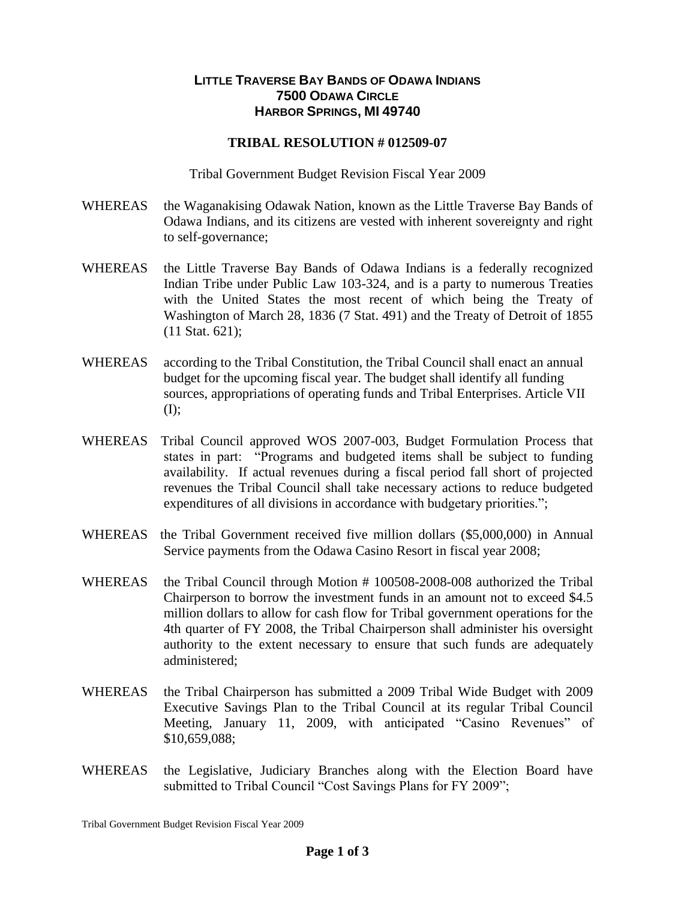**LITTLE TRAVERSE BAY BANDS OF ODAWA INDIANS**
**7500 ODAWA CIRCLE**
**HARBOR SPRINGS, MI 49740**

**TRIBAL RESOLUTION # 012509-07**

Tribal Government Budget Revision Fiscal Year 2009

WHEREAS the Waganakising Odawak Nation, known as the Little Traverse Bay Bands of Odawa Indians, and its citizens are vested with inherent sovereignty and right to self-governance;

WHEREAS the Little Traverse Bay Bands of Odawa Indians is a federally recognized Indian Tribe under Public Law 103-324, and is a party to numerous Treaties with the United States the most recent of which being the Treaty of Washington of March 28, 1836 (7 Stat. 491) and the Treaty of Detroit of 1855 (11 Stat. 621);

WHEREAS according to the Tribal Constitution, the Tribal Council shall enact an annual budget for the upcoming fiscal year. The budget shall identify all funding sources, appropriations of operating funds and Tribal Enterprises. Article VII (I);

WHEREAS Tribal Council approved WOS 2007-003, Budget Formulation Process that states in part: "Programs and budgeted items shall be subject to funding availability. If actual revenues during a fiscal period fall short of projected revenues the Tribal Council shall take necessary actions to reduce budgeted expenditures of all divisions in accordance with budgetary priorities.";

WHEREAS the Tribal Government received five million dollars ($5,000,000) in Annual Service payments from the Odawa Casino Resort in fiscal year 2008;

WHEREAS the Tribal Council through Motion # 100508-2008-008 authorized the Tribal Chairperson to borrow the investment funds in an amount not to exceed $4.5 million dollars to allow for cash flow for Tribal government operations for the 4th quarter of FY 2008, the Tribal Chairperson shall administer his oversight authority to the extent necessary to ensure that such funds are adequately administered;

WHEREAS the Tribal Chairperson has submitted a 2009 Tribal Wide Budget with 2009 Executive Savings Plan to the Tribal Council at its regular Tribal Council Meeting, January 11, 2009, with anticipated "Casino Revenues" of $10,659,088;

WHEREAS the Legislative, Judiciary Branches along with the Election Board have submitted to Tribal Council "Cost Savings Plans for FY 2009";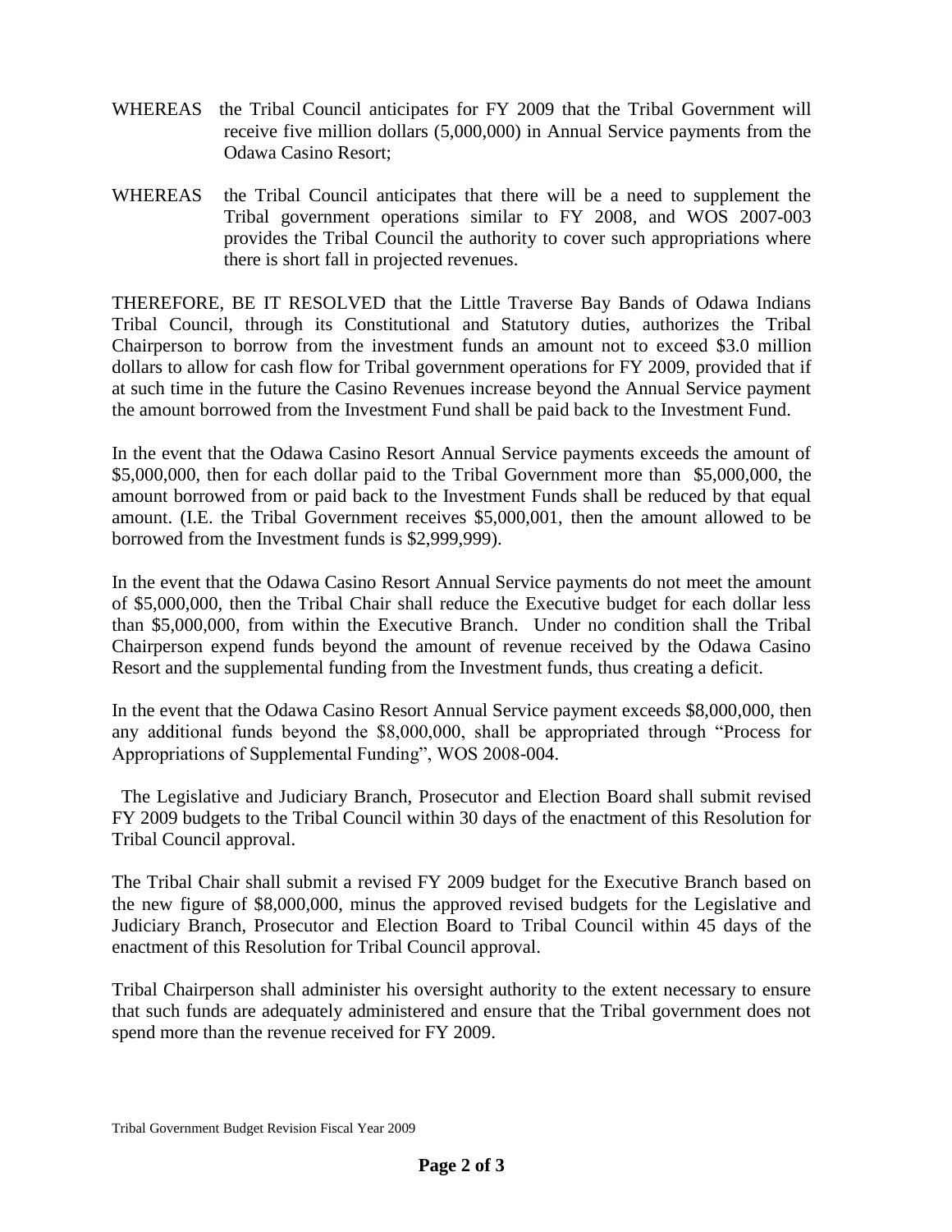WHEREAS the Tribal Council anticipates for FY 2009 that the Tribal Government will receive five million dollars (5,000,000) in Annual Service payments from the Odawa Casino Resort;

WHEREAS the Tribal Council anticipates that there will be a need to supplement the Tribal government operations similar to FY 2008, and WOS 2007-003 provides the Tribal Council the authority to cover such appropriations where there is short fall in projected revenues.

THEREFORE, BE IT RESOLVED that the Little Traverse Bay Bands of Odawa Indians Tribal Council, through its Constitutional and Statutory duties, authorizes the Tribal Chairperson to borrow from the investment funds an amount not to exceed $3.0 million dollars to allow for cash flow for Tribal government operations for FY 2009, provided that if at such time in the future the Casino Revenues increase beyond the Annual Service payment the amount borrowed from the Investment Fund shall be paid back to the Investment Fund.

In the event that the Odawa Casino Resort Annual Service payments exceeds the amount of $5,000,000, then for each dollar paid to the Tribal Government more than $5,000,000, the amount borrowed from or paid back to the Investment Funds shall be reduced by that equal amount. (I.E. the Tribal Government receives $5,000,001, then the amount allowed to be borrowed from the Investment funds is $2,999,999).

In the event that the Odawa Casino Resort Annual Service payments do not meet the amount of $5,000,000, then the Tribal Chair shall reduce the Executive budget for each dollar less than $5,000,000, from within the Executive Branch. Under no condition shall the Tribal Chairperson expend funds beyond the amount of revenue received by the Odawa Casino Resort and the supplemental funding from the Investment funds, thus creating a deficit.

In the event that the Odawa Casino Resort Annual Service payment exceeds $8,000,000, then any additional funds beyond the $8,000,000, shall be appropriated through "Process for Appropriations of Supplemental Funding", WOS 2008-004.

The Legislative and Judiciary Branch, Prosecutor and Election Board shall submit revised FY 2009 budgets to the Tribal Council within 30 days of the enactment of this Resolution for Tribal Council approval.

The Tribal Chair shall submit a revised FY 2009 budget for the Executive Branch based on the new figure of $8,000,000, minus the approved revised budgets for the Legislative and Judiciary Branch, Prosecutor and Election Board to Tribal Council within 45 days of the enactment of this Resolution for Tribal Council approval.

Tribal Chairperson shall administer his oversight authority to the extent necessary to ensure that such funds are adequately administered and ensure that the Tribal government does not spend more than the revenue received for FY 2009.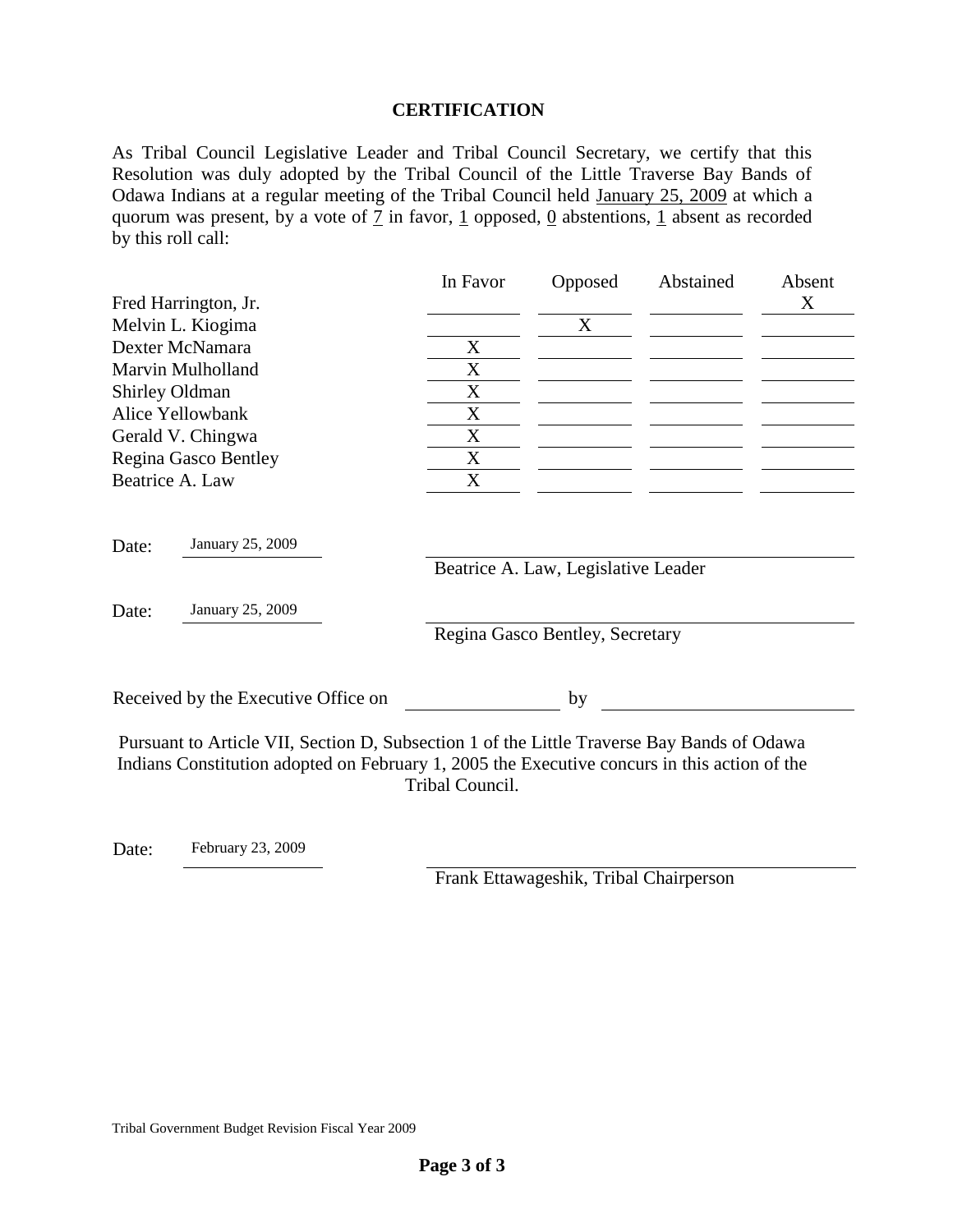**CERTIFICATION**

As Tribal Council Legislative Leader and Tribal Council Secretary, we certify that this Resolution was duly adopted by the Tribal Council of the Little Traverse Bay Bands of Odawa Indians at a regular meeting of the Tribal Council held January 25, 2009 at which a quorum was present, by a vote of 7 in favor, 1 opposed, 0 abstentions, 1 absent as recorded by this roll call:

| | In Favor | Opposed | Abstained | Absent |
|---|---|---|---|---|
| Fred Harrington, Jr. | | | | X |
| Melvin L. Kiogima | | X | | |
| Dexter McNamara | X | | | |
| Marvin Mulholland | X | | | |
| Shirley Oldman | X | | | |
| Alice Yellowbank | X | | | |
| Gerald V. Chingwa | X | | | |
| Regina Gasco Bentley | X | | | |
| Beatrice A. Law | X | | | |

Date: January 25, 2009

Beatrice A. Law, Legislative Leader

Date: January 25, 2009

Regina Gasco Bentley, Secretary

Received by the Executive Office on ________________ by ________________________

Pursuant to Article VII, Section D, Subsection 1 of the Little Traverse Bay Bands of Odawa Indians Constitution adopted on February 1, 2005 the Executive concurs in this action of the Tribal Council.

Date: February 23, 2009

Frank Ettawageshik, Tribal Chairperson

Tribal Government Budget Revision Fiscal Year 2009